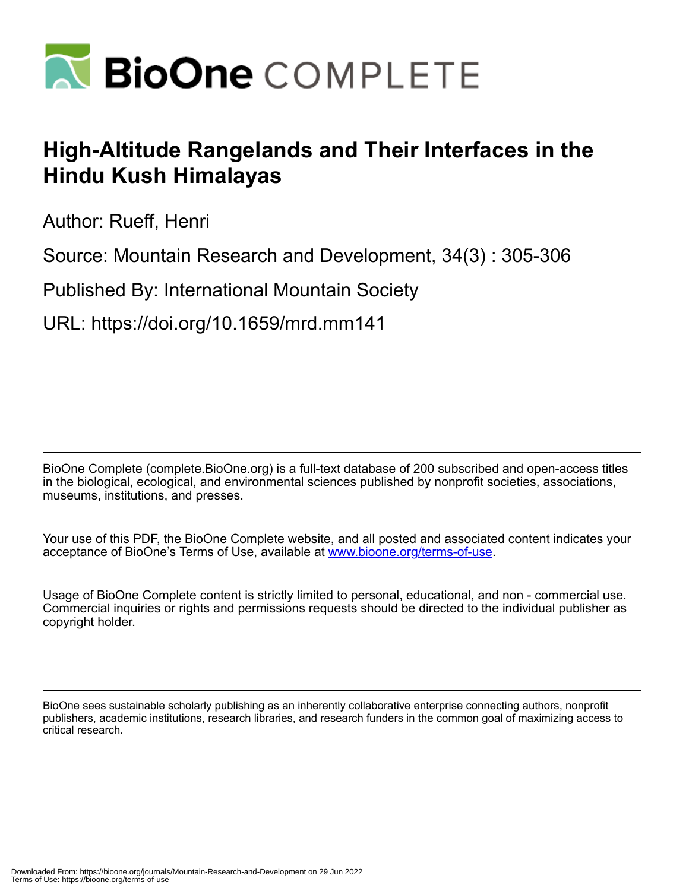# High-Altitude Rangelands and Their Interfaces in the Hindu Kush Himalayas

Author: Rueff, Henri

Source: Mountain Research and Development, 34(3) : 305-306

Published By: International Mountain Society

URL: https://doi.org/10.1659/mrd.mm141

BioOne Complete (complete.BioOne.org) is a full-text database of 200 subscribed and open-access titles in the biological, ecological, and environmental sciences published by nonprofit societies, associations, museums, institutions, and presses.

Your use of this PDF, the BioOne Complete website, and all posted and associated content indicates your acceptance of BioOne's Terms of Use, available at www.bioone.org/terms-of-use.

Usage of BioOne Complete content is strictly limited to personal, educational, and non - commercial use. Commercial inquiries or rights and permissions requests should be directed to the individual publisher as copyright holder.

BioOne sees sustainable scholarly publishing as an inherently collaborative enterprise connecting authors, nonprofit publishers, academic institutions, research libraries, and research funders in the common goal of maximizing access to critical research.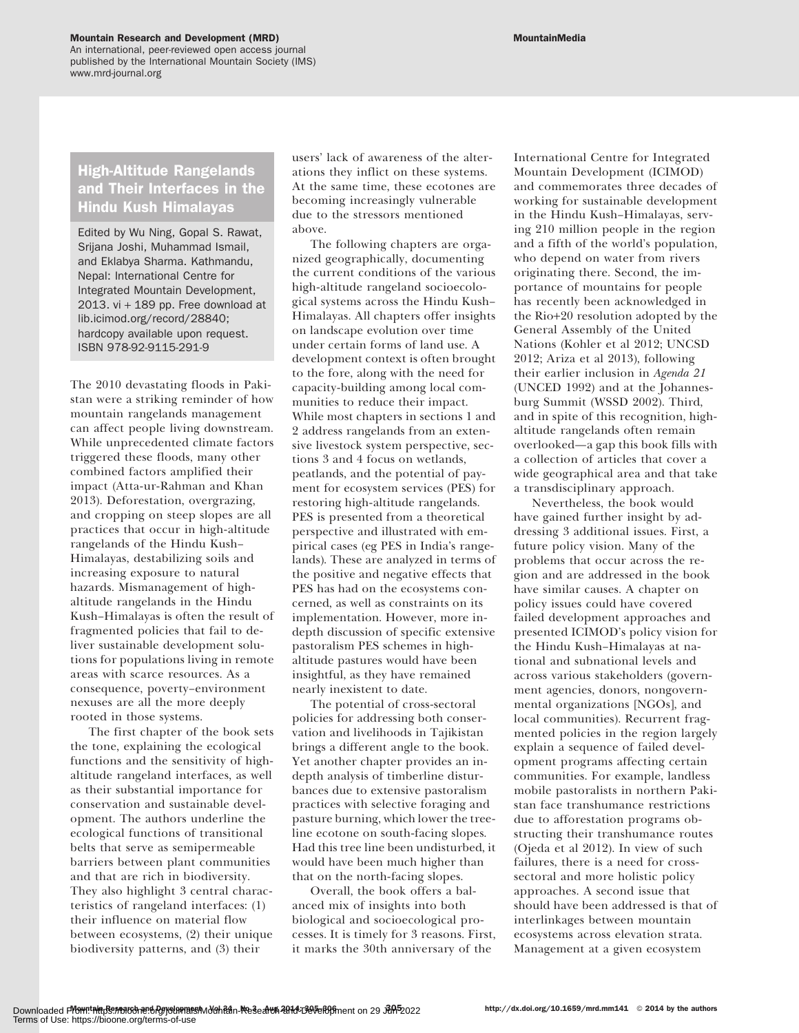## High-Altitude Rangelands and Their Interfaces in the Hindu Kush Himalayas

Edited by Wu Ning, Gopal S. Rawat, Srijana Joshi, Muhammad Ismail, and Eklabya Sharma. Kathmandu, Nepal: International Centre for Integrated Mountain Development, 2013. vi + 189 pp. Free download at lib.icimod.org/record/28840; hardcopy available upon request. ISBN 978-92-9115-291-9

The 2010 devastating floods in Pakistan were a striking reminder of how mountain rangelands management can affect people living downstream. While unprecedented climate factors triggered these floods, many other combined factors amplified their impact (Atta-ur-Rahman and Khan 2013). Deforestation, overgrazing, and cropping on steep slopes are all practices that occur in high-altitude rangelands of the Hindu Kush–Himalayas, destabilizing soils and increasing exposure to natural hazards. Mismanagement of high-altitude rangelands in the Hindu Kush–Himalayas is often the result of fragmented policies that fail to deliver sustainable development solutions for populations living in remote areas with scarce resources. As a consequence, poverty–environment nexuses are all the more deeply rooted in those systems.

The first chapter of the book sets the tone, explaining the ecological functions and the sensitivity of high-altitude rangeland interfaces, as well as their substantial importance for conservation and sustainable development. The authors underline the ecological functions of transitional belts that serve as semipermeable barriers between plant communities and that are rich in biodiversity. They also highlight 3 central characteristics of rangeland interfaces: (1) their influence on material flow between ecosystems, (2) their unique biodiversity patterns, and (3) their users' lack of awareness of the alterations they inflict on these systems. At the same time, these ecotones are becoming increasingly vulnerable due to the stressors mentioned above.

The following chapters are organized geographically, documenting the current conditions of the various high-altitude rangeland socioecological systems across the Hindu Kush–Himalayas. All chapters offer insights on landscape evolution over time under certain forms of land use. A development context is often brought to the fore, along with the need for capacity-building among local communities to reduce their impact. While most chapters in sections 1 and 2 address rangelands from an extensive livestock system perspective, sections 3 and 4 focus on wetlands, peatlands, and the potential of payment for ecosystem services (PES) for restoring high-altitude rangelands. PES is presented from a theoretical perspective and illustrated with empirical cases (eg PES in India's rangelands). These are analyzed in terms of the positive and negative effects that PES has had on the ecosystems concerned, as well as constraints on its implementation. However, more in-depth discussion of specific extensive pastoralism PES schemes in high-altitude pastures would have been insightful, as they have remained nearly inexistent to date.

The potential of cross-sectoral policies for addressing both conservation and livelihoods in Tajikistan brings a different angle to the book. Yet another chapter provides an in-depth analysis of timberline disturbances due to extensive pastoralism practices with selective foraging and pasture burning, which lower the treeline ecotone on south-facing slopes. Had this tree line been undisturbed, it would have been much higher than that on the north-facing slopes.

Overall, the book offers a balanced mix of insights into both biological and socioecological processes. It is timely for 3 reasons. First, it marks the 30th anniversary of the International Centre for Integrated Mountain Development (ICIMOD) and commemorates three decades of working for sustainable development in the Hindu Kush–Himalayas, serving 210 million people in the region and a fifth of the world's population, who depend on water from rivers originating there. Second, the importance of mountains for people has recently been acknowledged in the Rio+20 resolution adopted by the General Assembly of the United Nations (Kohler et al 2012; UNCSD 2012; Ariza et al 2013), following their earlier inclusion in *Agenda 21* (UNCED 1992) and at the Johannesburg Summit (WSSD 2002). Third, and in spite of this recognition, high-altitude rangelands often remain overlooked—a gap this book fills with a collection of articles that cover a wide geographical area and that take a transdisciplinary approach.

Nevertheless, the book would have gained further insight by addressing 3 additional issues. First, a future policy vision. Many of the problems that occur across the region and are addressed in the book have similar causes. A chapter on policy issues could have covered failed development approaches and presented ICIMOD's policy vision for the Hindu Kush–Himalayas at national and subnational levels and across various stakeholders (government agencies, donors, nongovernmental organizations [NGOs], and local communities). Recurrent fragmented policies in the region largely explain a sequence of failed development programs affecting certain communities. For example, landless mobile pastoralists in northern Pakistan face transhumance restrictions due to afforestation programs obstructing their transhumance routes (Ojeda et al 2012). In view of such failures, there is a need for cross-sectoral and more holistic policy approaches. A second issue that should have been addressed is that of interlinkages between mountain ecosystems across elevation strata. Management at a given ecosystem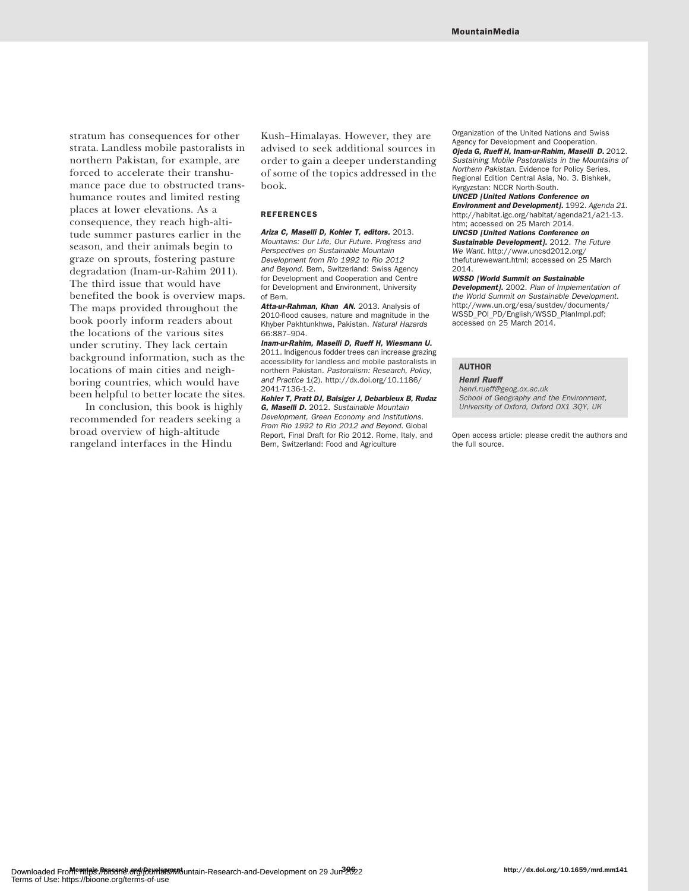stratum has consequences for other strata. Landless mobile pastoralists in northern Pakistan, for example, are forced to accelerate their transhumance pace due to obstructed transhumance routes and limited resting places at lower elevations. As a consequence, they reach high-altitude summer pastures earlier in the season, and their animals begin to graze on sprouts, fostering pasture degradation (Inam-ur-Rahim 2011). The third issue that would have benefited the book is overview maps. The maps provided throughout the book poorly inform readers about the locations of the various sites under scrutiny. They lack certain background information, such as the locations of main cities and neighboring countries, which would have been helpful to better locate the sites.

In conclusion, this book is highly recommended for readers seeking a broad overview of high-altitude rangeland interfaces in the Hindu Kush–Himalayas. However, they are advised to seek additional sources in order to gain a deeper understanding of some of the topics addressed in the book.

## REFERENCES

***Ariza C, Maselli D, Kohler T, editors.*** 2013. *Mountains: Our Life, Our Future. Progress and Perspectives on Sustainable Mountain Development from Rio 1992 to Rio 2012 and Beyond.* Bern, Switzerland: Swiss Agency for Development and Cooperation and Centre for Development and Environment, University of Bern.

***Atta-ur-Rahman, Khan AN.*** 2013. Analysis of 2010-flood causes, nature and magnitude in the Khyber Pakhtunkhwa, Pakistan. *Natural Hazards* 66:887–904.

***Inam-ur-Rahim, Maselli D, Rueff H, Wiesmann U.*** 2011. Indigenous fodder trees can increase grazing accessibility for landless and mobile pastoralists in northern Pakistan. *Pastoralism: Research, Policy, and Practice* 1(2). http://dx.doi.org/10.1186/2041-7136-1-2.

***Kohler T, Pratt DJ, Balsiger J, Debarbieux B, Rudaz G, Maselli D.*** 2012. *Sustainable Mountain Development, Green Economy and Institutions. From Rio 1992 to Rio 2012 and Beyond.* Global Report, Final Draft for Rio 2012. Rome, Italy, and Bern, Switzerland: Food and Agriculture Organization of the United Nations and Swiss Agency for Development and Cooperation.

***Ojeda G, Rueff H, Inam-ur-Rahim, Maselli D.*** 2012. *Sustaining Mobile Pastoralists in the Mountains of Northern Pakistan.* Evidence for Policy Series, Regional Edition Central Asia, No. 3. Bishkek, Kyrgyzstan: NCCR North-South.

***UNCED [United Nations Conference on Environment and Development].*** 1992. *Agenda 21.* http://habitat.igc.org/habitat/agenda21/a21-13.htm; accessed on 25 March 2014.

***UNCSD [United Nations Conference on Sustainable Development].*** 2012. *The Future We Want.* http://www.uncsd2012.org/thefuturewewant.html; accessed on 25 March 2014.

***WSSD [World Summit on Sustainable Development].*** 2002. *Plan of Implementation of the World Summit on Sustainable Development.* http://www.un.org/esa/sustdev/documents/WSSD_POI_PD/English/WSSD_PlanImpl.pdf; accessed on 25 March 2014.

## AUTHOR

***Henri Rueff***
*henri.rueff@geog.ox.ac.uk*
*School of Geography and the Environment, University of Oxford, Oxford OX1 3QY, UK*

Open access article: please credit the authors and the full source.